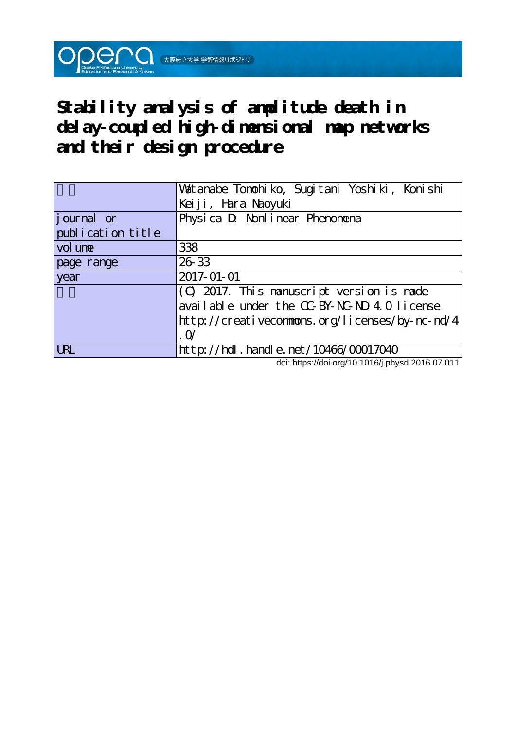opera Osaka Prefecture University Education and Research Archives 大阪府立大学 学術情報リポジトリ

# Stability analysis of amplitude death in delay-coupled high-dimensional map networks and their design procedure

| 著者 | Watanabe Tomohiko, Sugitani Yoshiki, Konishi Keiji, Hara Naoyuki |
|---|---|
| journal or publication title | Physica D: Nonlinear Phenomena |
| volume | 338 |
| page range | 26-33 |
| year | 2017-01-01 |
| 権利 | (C) 2017. This manuscript version is made available under the CC-BY-NC-ND 4.0 license http://creativecommons.org/licenses/by-nc-nd/4.0/ |
| URL | http://hdl.handle.net/10466/00017040 |

doi: https://doi.org/10.1016/j.physd.2016.07.011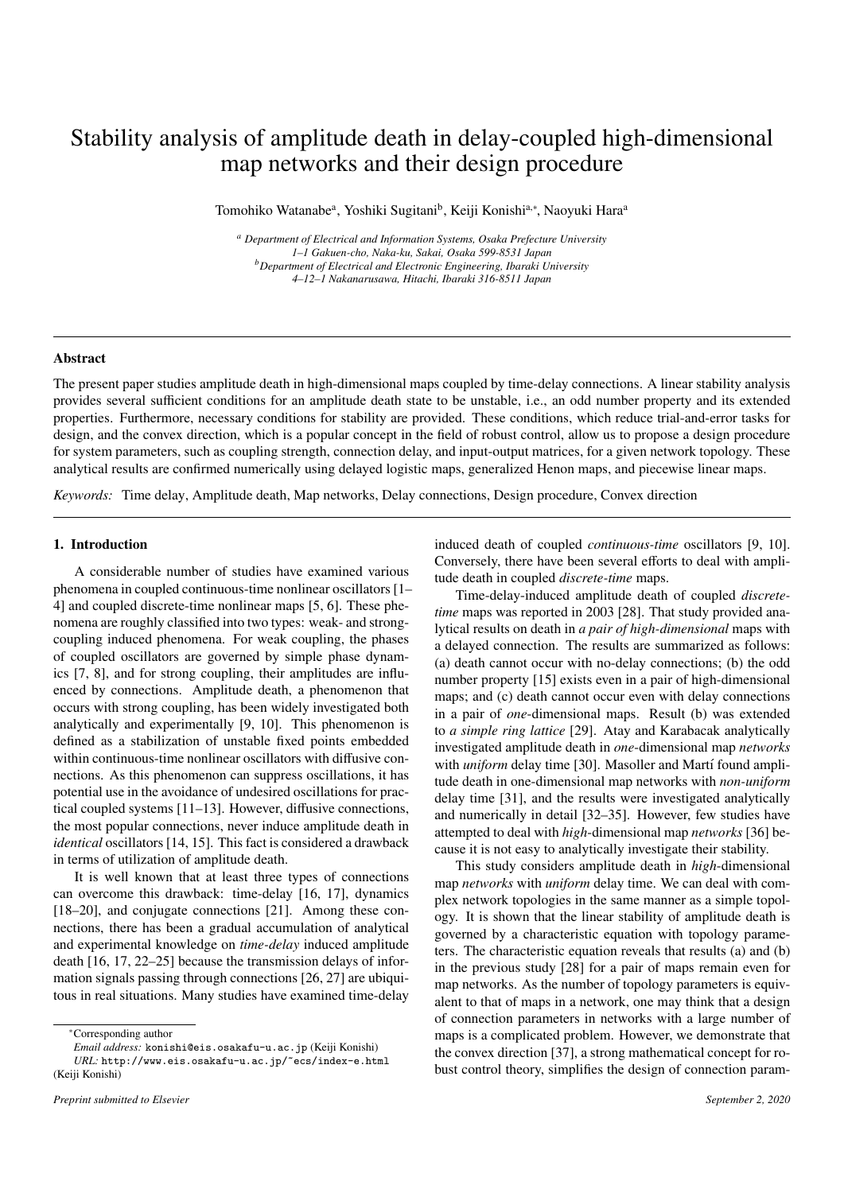# Stability analysis of amplitude death in delay-coupled high-dimensional map networks and their design procedure

Tomohiko Watanabe[a], Yoshiki Sugitani[b], Keiji Konishi[a,*], Naoyuki Hara[a]

[a] *Department of Electrical and Information Systems, Osaka Prefecture University 1–1 Gakuen-cho, Naka-ku, Sakai, Osaka 599-8531 Japan*
[b] *Department of Electrical and Electronic Engineering, Ibaraki University 4–12–1 Nakanarusawa, Hitachi, Ibaraki 316-8511 Japan*

---

## Abstract

The present paper studies amplitude death in high-dimensional maps coupled by time-delay connections. A linear stability analysis provides several sufficient conditions for an amplitude death state to be unstable, i.e., an odd number property and its extended properties. Furthermore, necessary conditions for stability are provided. These conditions, which reduce trial-and-error tasks for design, and the convex direction, which is a popular concept in the field of robust control, allow us to propose a design procedure for system parameters, such as coupling strength, connection delay, and input-output matrices, for a given network topology. These analytical results are confirmed numerically using delayed logistic maps, generalized Henon maps, and piecewise linear maps.

*Keywords:* Time delay, Amplitude death, Map networks, Delay connections, Design procedure, Convex direction

---

## 1. Introduction

A considerable number of studies have examined various phenomena in coupled continuous-time nonlinear oscillators [1–4] and coupled discrete-time nonlinear maps [5, 6]. These phenomena are roughly classified into two types: weak- and strong-coupling induced phenomena. For weak coupling, the phases of coupled oscillators are governed by simple phase dynamics [7, 8], and for strong coupling, their amplitudes are influenced by connections. Amplitude death, a phenomenon that occurs with strong coupling, has been widely investigated both analytically and experimentally [9, 10]. This phenomenon is defined as a stabilization of unstable fixed points embedded within continuous-time nonlinear oscillators with diffusive connections. As this phenomenon can suppress oscillations, it has potential use in the avoidance of undesired oscillations for practical coupled systems [11–13]. However, diffusive connections, the most popular connections, never induce amplitude death in *identical* oscillators [14, 15]. This fact is considered a drawback in terms of utilization of amplitude death.

It is well known that at least three types of connections can overcome this drawback: time-delay [16, 17], dynamics [18–20], and conjugate connections [21]. Among these connections, there has been a gradual accumulation of analytical and experimental knowledge on *time-delay* induced amplitude death [16, 17, 22–25] because the transmission delays of information signals passing through connections [26, 27] are ubiquitous in real situations. Many studies have examined time-delay induced death of coupled *continuous-time* oscillators [9, 10]. Conversely, there have been several efforts to deal with amplitude death in coupled *discrete-time* maps.

Time-delay-induced amplitude death of coupled *discrete-time* maps was reported in 2003 [28]. That study provided analytical results on death in *a pair of high-dimensional* maps with a delayed connection. The results are summarized as follows: (a) death cannot occur with no-delay connections; (b) the odd number property [15] exists even in a pair of high-dimensional maps; and (c) death cannot occur even with delay connections in a pair of *one*-dimensional maps. Result (b) was extended to *a simple ring lattice* [29]. Atay and Karabacak analytically investigated amplitude death in *one*-dimensional map *networks* with *uniform* delay time [30]. Masoller and Martí found amplitude death in one-dimensional map networks with *non-uniform* delay time [31], and the results were investigated analytically and numerically in detail [32–35]. However, few studies have attempted to deal with *high*-dimensional map *networks* [36] because it is not easy to analytically investigate their stability.

This study considers amplitude death in *high*-dimensional map *networks* with *uniform* delay time. We can deal with complex network topologies in the same manner as a simple topology. It is shown that the linear stability of amplitude death is governed by a characteristic equation with topology parameters. The characteristic equation reveals that results (a) and (b) in the previous study [28] for a pair of maps remain even for map networks. As the number of topology parameters is equivalent to that of maps in a network, one may think that a design of connection parameters in networks with a large number of maps is a complicated problem. However, we demonstrate that the convex direction [37], a strong mathematical concept for robust control theory, simplifies the design of connection param-

*Corresponding author
*Email address:* konishi@eis.osakafu-u.ac.jp (Keiji Konishi)
*URL:* http://www.eis.osakafu-u.ac.jp/~ecs/index-e.html (Keiji Konishi)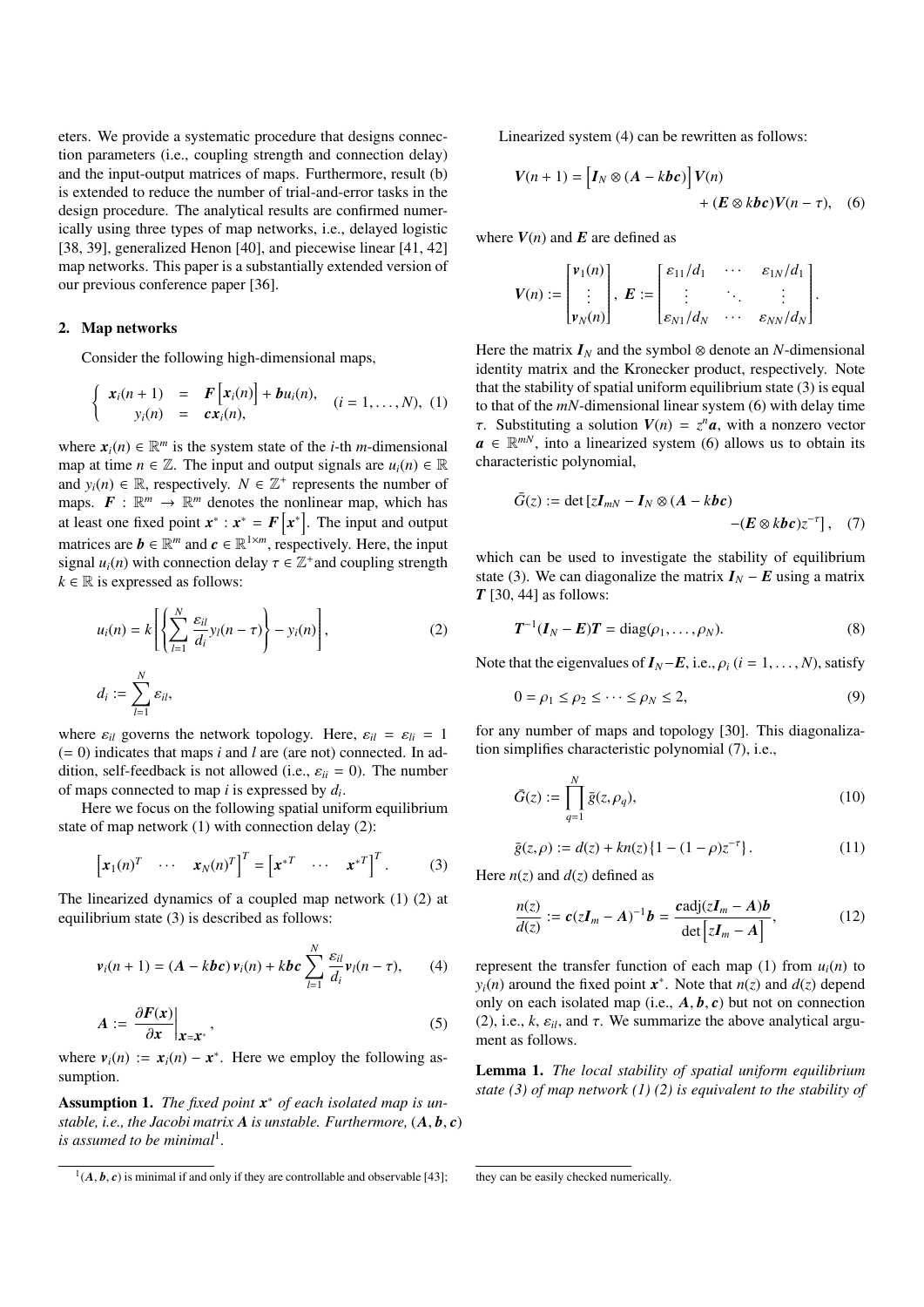eters. We provide a systematic procedure that designs connection parameters (i.e., coupling strength and connection delay) and the input-output matrices of maps. Furthermore, result (b) is extended to reduce the number of trial-and-error tasks in the design procedure. The analytical results are confirmed numerically using three types of map networks, i.e., delayed logistic [38, 39], generalized Henon [40], and piecewise linear [41, 42] map networks. This paper is a substantially extended version of our previous conference paper [36].

## 2. Map networks

Consider the following high-dimensional maps,

$$
\begin{cases} \boldsymbol{x}_i(n+1) &= \boldsymbol{F}\left[\boldsymbol{x}_i(n)\right] + \boldsymbol{b}u_i(n), \\ y_i(n) &= \boldsymbol{c}\boldsymbol{x}_i(n), \end{cases} \quad (i = 1, \ldots, N), \tag{1}
$$

where $\boldsymbol{x}_i(n) \in \mathbb{R}^m$ is the system state of the $i$-th $m$-dimensional map at time $n \in \mathbb{Z}$. The input and output signals are $u_i(n) \in \mathbb{R}$ and $y_i(n) \in \mathbb{R}$, respectively. $N \in \mathbb{Z}^+$ represents the number of maps. $\boldsymbol{F} : \mathbb{R}^m \to \mathbb{R}^m$ denotes the nonlinear map, which has at least one fixed point $\boldsymbol{x}^* : \boldsymbol{x}^* = \boldsymbol{F}\left[\boldsymbol{x}^*\right]$. The input and output matrices are $\boldsymbol{b} \in \mathbb{R}^m$ and $\boldsymbol{c} \in \mathbb{R}^{1\times m}$, respectively. Here, the input signal $u_i(n)$ with connection delay $\tau \in \mathbb{Z}^+$and coupling strength $k \in \mathbb{R}$ is expressed as follows:

$$
u_i(n) = k\left[\left\{\sum_{l=1}^{N} \frac{\varepsilon_{il}}{d_i} y_l(n-\tau)\right\} - y_i(n)\right], \tag{2}
$$

$$
d_i := \sum_{l=1}^{N} \varepsilon_{il},
$$

where $\varepsilon_{il}$ governs the network topology. Here, $\varepsilon_{il} = \varepsilon_{li} = 1$ ($= 0$) indicates that maps $i$ and $l$ are (are not) connected. In addition, self-feedback is not allowed (i.e., $\varepsilon_{ii} = 0$). The number of maps connected to map $i$ is expressed by $d_i$.

Here we focus on the following spatial uniform equilibrium state of map network (1) with connection delay (2):

$$
\left[\boldsymbol{x}_1(n)^T \quad \cdots \quad \boldsymbol{x}_N(n)^T\right]^T = \left[\boldsymbol{x}^{*T} \quad \cdots \quad \boldsymbol{x}^{*T}\right]^T. \tag{3}
$$

The linearized dynamics of a coupled map network (1) (2) at equilibrium state (3) is described as follows:

$$
\boldsymbol{v}_i(n+1) = (\boldsymbol{A} - k\boldsymbol{b}\boldsymbol{c})\,\boldsymbol{v}_i(n) + k\boldsymbol{b}\boldsymbol{c}\sum_{l=1}^{N}\frac{\varepsilon_{il}}{d_i}\boldsymbol{v}_l(n-\tau), \tag{4}
$$

$$
\boldsymbol{A} := \left.\frac{\partial \boldsymbol{F}(\boldsymbol{x})}{\partial \boldsymbol{x}}\right|_{\boldsymbol{x}=\boldsymbol{x}^*}, \tag{5}
$$

where $\boldsymbol{v}_i(n) := \boldsymbol{x}_i(n) - \boldsymbol{x}^*$. Here we employ the following assumption.

**Assumption 1.** *The fixed point $\boldsymbol{x}^*$ of each isolated map is unstable, i.e., the Jacobi matrix $\boldsymbol{A}$ is unstable. Furthermore, $(\boldsymbol{A}, \boldsymbol{b}, \boldsymbol{c})$ is assumed to be minimal*[1].

[1] $(\boldsymbol{A}, \boldsymbol{b}, \boldsymbol{c})$ is minimal if and only if they are controllable and observable [43]; they can be easily checked numerically.

Linearized system (4) can be rewritten as follows:

$$
\boldsymbol{V}(n+1) = \left[\boldsymbol{I}_N \otimes (\boldsymbol{A} - k\boldsymbol{b}\boldsymbol{c})\right]\boldsymbol{V}(n) + (\boldsymbol{E} \otimes k\boldsymbol{b}\boldsymbol{c})\boldsymbol{V}(n-\tau), \tag{6}
$$

where $\boldsymbol{V}(n)$ and $\boldsymbol{E}$ are defined as

$$
\boldsymbol{V}(n) := \begin{bmatrix} \boldsymbol{v}_1(n) \\ \vdots \\ \boldsymbol{v}_N(n) \end{bmatrix}, \ \boldsymbol{E} := \begin{bmatrix} \varepsilon_{11}/d_1 & \cdots & \varepsilon_{1N}/d_1 \\ \vdots & \ddots & \vdots \\ \varepsilon_{N1}/d_N & \cdots & \varepsilon_{NN}/d_N \end{bmatrix}.
$$

Here the matrix $\boldsymbol{I}_N$ and the symbol $\otimes$ denote an $N$-dimensional identity matrix and the Kronecker product, respectively. Note that the stability of spatial uniform equilibrium state (3) is equal to that of the $mN$-dimensional linear system (6) with delay time $\tau$. Substituting a solution $\boldsymbol{V}(n) = z^n\boldsymbol{a}$, with a nonzero vector $\boldsymbol{a} \in \mathbb{R}^{mN}$, into a linearized system (6) allows us to obtain its characteristic polynomial,

$$
\bar{G}(z) := \det\left[z\boldsymbol{I}_{mN} - \boldsymbol{I}_N \otimes (\boldsymbol{A} - k\boldsymbol{b}\boldsymbol{c}) - (\boldsymbol{E} \otimes k\boldsymbol{b}\boldsymbol{c})z^{-\tau}\right], \tag{7}
$$

which can be used to investigate the stability of equilibrium state (3). We can diagonalize the matrix $\boldsymbol{I}_N - \boldsymbol{E}$ using a matrix $\boldsymbol{T}$ [30, 44] as follows:

$$
\boldsymbol{T}^{-1}(\boldsymbol{I}_N - \boldsymbol{E})\boldsymbol{T} = \mathrm{diag}(\rho_1, \ldots, \rho_N). \tag{8}
$$

Note that the eigenvalues of $\boldsymbol{I}_N - \boldsymbol{E}$, i.e., $\rho_i$ $(i = 1, \ldots, N)$, satisfy

$$
0 = \rho_1 \le \rho_2 \le \cdots \le \rho_N \le 2, \tag{9}
$$

for any number of maps and topology [30]. This diagonalization simplifies characteristic polynomial (7), i.e.,

$$
\bar{G}(z) := \prod_{q=1}^{N} \bar{g}(z, \rho_q), \tag{10}
$$

$$
\bar{g}(z, \rho) := d(z) + kn(z)\{1 - (1-\rho)z^{-\tau}\}. \tag{11}
$$

Here $n(z)$ and $d(z)$ defined as

$$
\frac{n(z)}{d(z)} := \boldsymbol{c}(z\boldsymbol{I}_m - \boldsymbol{A})^{-1}\boldsymbol{b} = \frac{\boldsymbol{c}\,\mathrm{adj}(z\boldsymbol{I}_m - \boldsymbol{A})\boldsymbol{b}}{\det\left[z\boldsymbol{I}_m - \boldsymbol{A}\right]}, \tag{12}
$$

represent the transfer function of each map (1) from $u_i(n)$ to $y_i(n)$ around the fixed point $\boldsymbol{x}^*$. Note that $n(z)$ and $d(z)$ depend only on each isolated map (i.e., $\boldsymbol{A}, \boldsymbol{b}, \boldsymbol{c}$) but not on connection (2), i.e., $k$, $\varepsilon_{il}$, and $\tau$. We summarize the above analytical argument as follows.

**Lemma 1.** *The local stability of spatial uniform equilibrium state (3) of map network (1) (2) is equivalent to the stability of*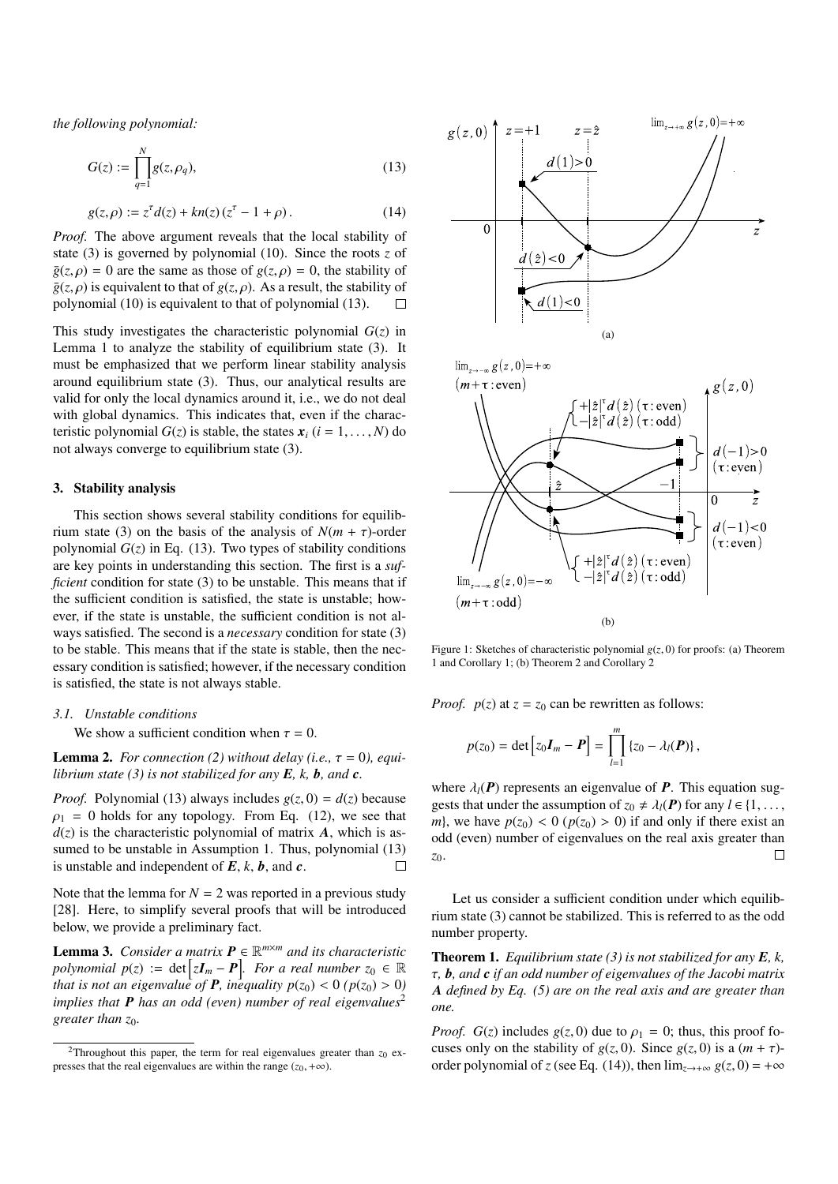*the following polynomial:*

$$G(z) := \prod_{q=1}^{N} g(z, \rho_q), \tag{13}$$

$$g(z, \rho) := z^{\tau} d(z) + kn(z)\left(z^{\tau} - 1 + \rho\right). \tag{14}$$

*Proof.* The above argument reveals that the local stability of state (3) is governed by polynomial (10). Since the roots $z$ of $\bar{g}(z, \rho) = 0$ are the same as those of $g(z, \rho) = 0$, the stability of $\bar{g}(z, \rho)$ is equivalent to that of $g(z, \rho)$. As a result, the stability of polynomial (10) is equivalent to that of polynomial (13). □

This study investigates the characteristic polynomial $G(z)$ in Lemma 1 to analyze the stability of equilibrium state (3). It must be emphasized that we perform linear stability analysis around equilibrium state (3). Thus, our analytical results are valid for only the local dynamics around it, i.e., we do not deal with global dynamics. This indicates that, even if the characteristic polynomial $G(z)$ is stable, the states $\boldsymbol{x}_i$ ($i = 1, \ldots, N$) do not always converge to equilibrium state (3).

## 3. Stability analysis

This section shows several stability conditions for equilibrium state (3) on the basis of the analysis of $N(m + \tau)$-order polynomial $G(z)$ in Eq. (13). Two types of stability conditions are key points in understanding this section. The first is a *sufficient* condition for state (3) to be unstable. This means that if the sufficient condition is satisfied, the state is unstable; however, if the state is unstable, the sufficient condition is not always satisfied. The second is a *necessary* condition for state (3) to be stable. This means that if the state is stable, then the necessary condition is satisfied; however, if the necessary condition is satisfied, the state is not always stable.

### 3.1. Unstable conditions

We show a sufficient condition when $\tau = 0$.

**Lemma 2.** *For connection (2) without delay (i.e., $\tau = 0$), equilibrium state (3) is not stabilized for any $\boldsymbol{E}$, $k$, $\boldsymbol{b}$, and $\boldsymbol{c}$.*

*Proof.* Polynomial (13) always includes $g(z, 0) = d(z)$ because $\rho_1 = 0$ holds for any topology. From Eq. (12), we see that $d(z)$ is the characteristic polynomial of matrix $\boldsymbol{A}$, which is assumed to be unstable in Assumption 1. Thus, polynomial (13) is unstable and independent of $\boldsymbol{E}$, $k$, $\boldsymbol{b}$, and $\boldsymbol{c}$. □

Note that the lemma for $N = 2$ was reported in a previous study [28]. Here, to simplify several proofs that will be introduced below, we provide a preliminary fact.

**Lemma 3.** *Consider a matrix $\boldsymbol{P} \in \mathbb{R}^{m \times m}$ and its characteristic polynomial $p(z) := \det\left[z\boldsymbol{I}_m - \boldsymbol{P}\right]$. For a real number $z_0 \in \mathbb{R}$ that is not an eigenvalue of $\boldsymbol{P}$, inequality $p(z_0) < 0$ ($p(z_0) > 0$) implies that $\boldsymbol{P}$ has an odd (even) number of real eigenvalues[2] greater than $z_0$.*

[2] Throughout this paper, the term for real eigenvalues greater than $z_0$ expresses that the real eigenvalues are within the range $(z_0, +\infty)$.

Figure 1: Sketches of characteristic polynomial $g(z, 0)$ for proofs: (a) Theorem 1 and Corollary 1; (b) Theorem 2 and Corollary 2

*Proof.* $p(z)$ at $z = z_0$ can be rewritten as follows:

$$p(z_0) = \det\left[z_0\boldsymbol{I}_m - \boldsymbol{P}\right] = \prod_{l=1}^{m} \{z_0 - \lambda_l(\boldsymbol{P})\},$$

where $\lambda_l(\boldsymbol{P})$ represents an eigenvalue of $\boldsymbol{P}$. This equation suggests that under the assumption of $z_0 \neq \lambda_l(\boldsymbol{P})$ for any $l \in \{1, \ldots, m\}$, we have $p(z_0) < 0$ ($p(z_0) > 0$) if and only if there exist an odd (even) number of eigenvalues on the real axis greater than $z_0$. □

Let us consider a sufficient condition under which equilibrium state (3) cannot be stabilized. This is referred to as the odd number property.

**Theorem 1.** *Equilibrium state (3) is not stabilized for any $\boldsymbol{E}$, $k$, $\tau$, $\boldsymbol{b}$, and $\boldsymbol{c}$ if an odd number of eigenvalues of the Jacobi matrix $\boldsymbol{A}$ defined by Eq. (5) are on the real axis and are greater than one.*

*Proof.* $G(z)$ includes $g(z, 0)$ due to $\rho_1 = 0$; thus, this proof focuses only on the stability of $g(z, 0)$. Since $g(z, 0)$ is a $(m + \tau)$-order polynomial of $z$ (see Eq. (14)), then $\lim_{z \to +\infty} g(z, 0) = +\infty$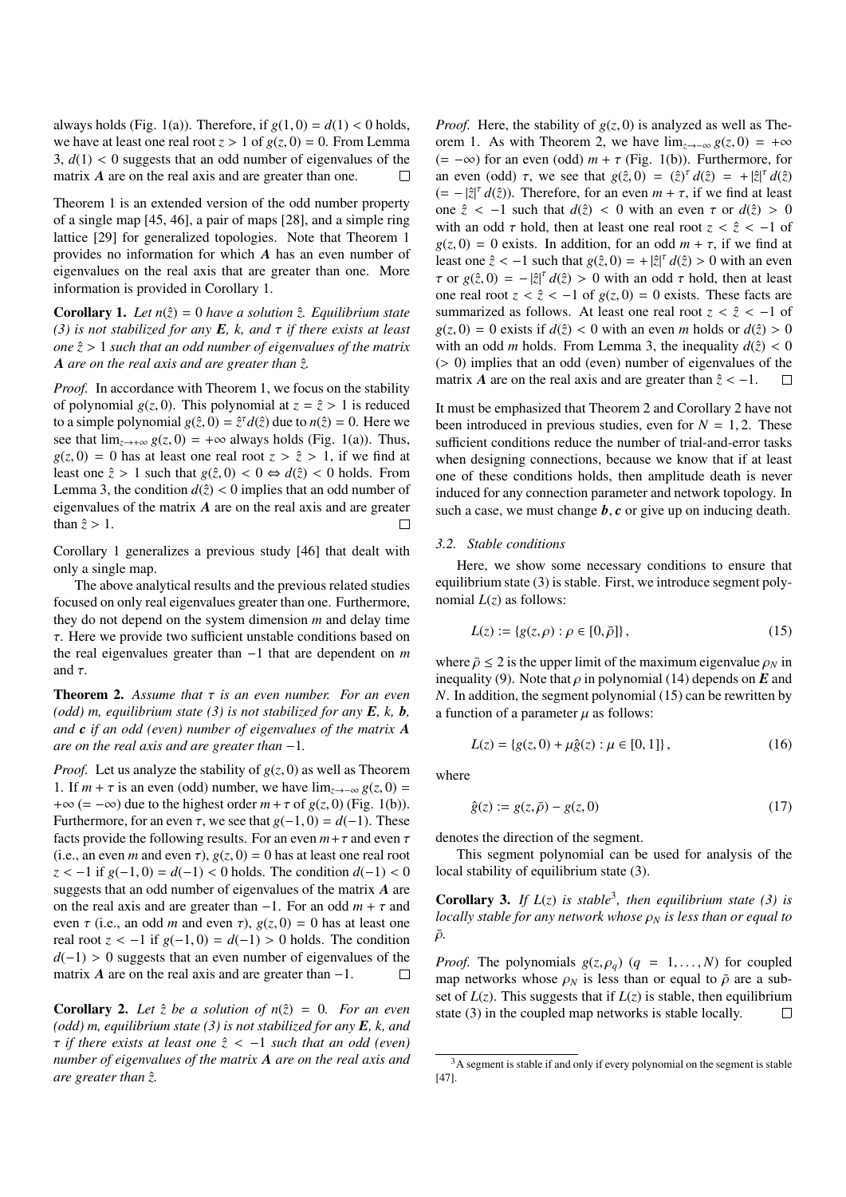always holds (Fig. 1(a)). Therefore, if $g(1, 0) = d(1) < 0$ holds, we have at least one real root $z > 1$ of $g(z, 0) = 0$. From Lemma 3, $d(1) < 0$ suggests that an odd number of eigenvalues of the matrix $\boldsymbol{A}$ are on the real axis and are greater than one. □

Theorem 1 is an extended version of the odd number property of a single map [45, 46], a pair of maps [28], and a simple ring lattice [29] for generalized topologies. Note that Theorem 1 provides no information for which $\boldsymbol{A}$ has an even number of eigenvalues on the real axis that are greater than one. More information is provided in Corollary 1.

**Corollary 1.** *Let $n(\hat{z}) = 0$ have a solution $\hat{z}$. Equilibrium state (3) is not stabilized for any $\boldsymbol{E}$, $k$, and $\tau$ if there exists at least one $\hat{z} > 1$ such that an odd number of eigenvalues of the matrix $\boldsymbol{A}$ are on the real axis and are greater than $\hat{z}$.*

*Proof.* In accordance with Theorem 1, we focus on the stability of polynomial $g(z, 0)$. This polynomial at $z = \hat{z} > 1$ is reduced to a simple polynomial $g(\hat{z}, 0) = \hat{z}^\tau d(\hat{z})$ due to $n(\hat{z}) = 0$. Here we see that $\lim_{z\to+\infty} g(z, 0) = +\infty$ always holds (Fig. 1(a)). Thus, $g(z, 0) = 0$ has at least one real root $z > \hat{z} > 1$, if we find at least one $\hat{z} > 1$ such that $g(\hat{z}, 0) < 0 \Leftrightarrow d(\hat{z}) < 0$ holds. From Lemma 3, the condition $d(\hat{z}) < 0$ implies that an odd number of eigenvalues of the matrix $\boldsymbol{A}$ are on the real axis and are greater than $\hat{z} > 1$. □

Corollary 1 generalizes a previous study [46] that dealt with only a single map.

The above analytical results and the previous related studies focused on only real eigenvalues greater than one. Furthermore, they do not depend on the system dimension $m$ and delay time $\tau$. Here we provide two sufficient unstable conditions based on the real eigenvalues greater than $-1$ that are dependent on $m$ and $\tau$.

**Theorem 2.** *Assume that $\tau$ is an even number. For an even (odd) $m$, equilibrium state (3) is not stabilized for any $\boldsymbol{E}$, $k$, $\boldsymbol{b}$, and $\boldsymbol{c}$ if an odd (even) number of eigenvalues of the matrix $\boldsymbol{A}$ are on the real axis and are greater than $-1$.*

*Proof.* Let us analyze the stability of $g(z, 0)$ as well as Theorem 1. If $m + \tau$ is an even (odd) number, we have $\lim_{z\to-\infty} g(z, 0) = +\infty$ $(= -\infty)$ due to the highest order $m + \tau$ of $g(z, 0)$ (Fig. 1(b)). Furthermore, for an even $\tau$, we see that $g(-1, 0) = d(-1)$. These facts provide the following results. For an even $m+\tau$ and even $\tau$ (i.e., an even $m$ and even $\tau$), $g(z, 0) = 0$ has at least one real root $z < -1$ if $g(-1, 0) = d(-1) < 0$ holds. The condition $d(-1) < 0$ suggests that an odd number of eigenvalues of the matrix $\boldsymbol{A}$ are on the real axis and are greater than $-1$. For an odd $m + \tau$ and even $\tau$ (i.e., an odd $m$ and even $\tau$), $g(z, 0) = 0$ has at least one real root $z < -1$ if $g(-1, 0) = d(-1) > 0$ holds. The condition $d(-1) > 0$ suggests that an even number of eigenvalues of the matrix $\boldsymbol{A}$ are on the real axis and are greater than $-1$. □

**Corollary 2.** *Let $\hat{z}$ be a solution of $n(\hat{z}) = 0$. For an even (odd) $m$, equilibrium state (3) is not stabilized for any $\boldsymbol{E}$, $k$, and $\tau$ if there exists at least one $\hat{z} < -1$ such that an odd (even) number of eigenvalues of the matrix $\boldsymbol{A}$ are on the real axis and are greater than $\hat{z}$.*

*Proof.* Here, the stability of $g(z, 0)$ is analyzed as well as Theorem 1. As with Theorem 2, we have $\lim_{z\to-\infty} g(z, 0) = +\infty$ $(= -\infty)$ for an even (odd) $m + \tau$ (Fig. 1(b)). Furthermore, for an even (odd) $\tau$, we see that $g(\hat{z}, 0) = (\hat{z})^\tau d(\hat{z}) = +|\hat{z}|^\tau d(\hat{z})$ $(= -|\hat{z}|^\tau d(\hat{z}))$. Therefore, for an even $m + \tau$, if we find at least one $\hat{z} < -1$ such that $d(\hat{z}) < 0$ with an even $\tau$ or $d(\hat{z}) > 0$ with an odd $\tau$ hold, then at least one real root $z < \hat{z} < -1$ of $g(z, 0) = 0$ exists. In addition, for an odd $m + \tau$, if we find at least one $\hat{z} < -1$ such that $g(\hat{z}, 0) = +|\hat{z}|^\tau d(\hat{z}) > 0$ with an even $\tau$ or $g(\hat{z}, 0) = -|\hat{z}|^\tau d(\hat{z}) > 0$ with an odd $\tau$ hold, then at least one real root $z < \hat{z} < -1$ of $g(z, 0) = 0$ exists. These facts are summarized as follows. At least one real root $z < \hat{z} < -1$ of $g(z, 0) = 0$ exists if $d(\hat{z}) < 0$ with an even $m$ holds or $d(\hat{z}) > 0$ with an odd $m$ holds. From Lemma 3, the inequality $d(\hat{z}) < 0$ $(> 0)$ implies that an odd (even) number of eigenvalues of the matrix $\boldsymbol{A}$ are on the real axis and are greater than $\hat{z} < -1$. □

It must be emphasized that Theorem 2 and Corollary 2 have not been introduced in previous studies, even for $N = 1, 2$. These sufficient conditions reduce the number of trial-and-error tasks when designing connections, because we know that if at least one of these conditions holds, then amplitude death is never induced for any connection parameter and network topology. In such a case, we must change $\boldsymbol{b}$, $\boldsymbol{c}$ or give up on inducing death.

### 3.2. Stable conditions

Here, we show some necessary conditions to ensure that equilibrium state (3) is stable. First, we introduce segment polynomial $L(z)$ as follows:

$$L(z) := \{g(z, \rho) : \rho \in [0, \bar{\rho}]\}, \tag{15}$$

where $\bar{\rho} \leq 2$ is the upper limit of the maximum eigenvalue $\rho_N$ in inequality (9). Note that $\rho$ in polynomial (14) depends on $\boldsymbol{E}$ and $N$. In addition, the segment polynomial (15) can be rewritten by a function of a parameter $\mu$ as follows:

$$L(z) = \{g(z, 0) + \mu \hat{g}(z) : \mu \in [0, 1]\}, \tag{16}$$

where

$$\hat{g}(z) := g(z, \bar{\rho}) - g(z, 0) \tag{17}$$

denotes the direction of the segment.

This segment polynomial can be used for analysis of the local stability of equilibrium state (3).

**Corollary 3.** *If $L(z)$ is stable*[3]*, then equilibrium state (3) is locally stable for any network whose $\rho_N$ is less than or equal to $\bar{\rho}$.*

*Proof.* The polynomials $g(z, \rho_q)$ $(q = 1, \ldots, N)$ for coupled map networks whose $\rho_N$ is less than or equal to $\bar{\rho}$ are a subset of $L(z)$. This suggests that if $L(z)$ is stable, then equilibrium state (3) in the coupled map networks is stable locally. □

[3] A segment is stable if and only if every polynomial on the segment is stable [47].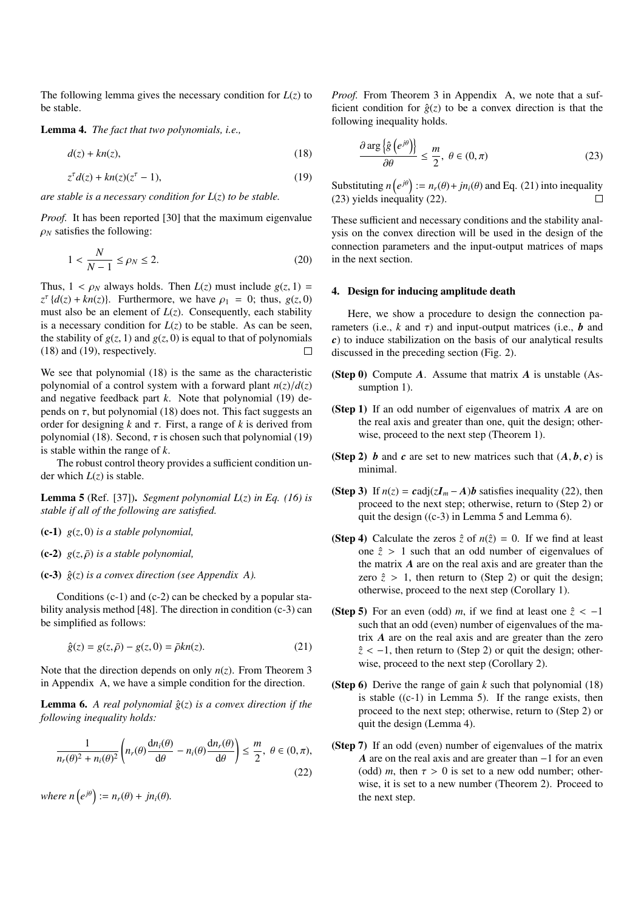The following lemma gives the necessary condition for $L(z)$ to be stable.

**Lemma 4.** *The fact that two polynomials, i.e.,*

$$d(z) + kn(z), \tag{18}$$

$$z^{\tau} d(z) + kn(z)(z^{\tau} - 1), \tag{19}$$

*are stable is a necessary condition for $L(z)$ to be stable.*

*Proof.* It has been reported [30] that the maximum eigenvalue $\rho_N$ satisfies the following:

$$1 < \frac{N}{N-1} \leq \rho_N \leq 2. \tag{20}$$

Thus, $1 < \rho_N$ always holds. Then $L(z)$ must include $g(z,1) = z^{\tau}\{d(z) + kn(z)\}$. Furthermore, we have $\rho_1 = 0$; thus, $g(z,0)$ must also be an element of $L(z)$. Consequently, each stability is a necessary condition for $L(z)$ to be stable. As can be seen, the stability of $g(z,1)$ and $g(z,0)$ is equal to that of polynomials (18) and (19), respectively. □

We see that polynomial (18) is the same as the characteristic polynomial of a control system with a forward plant $n(z)/d(z)$ and negative feedback part $k$. Note that polynomial (19) depends on $\tau$, but polynomial (18) does not. This fact suggests an order for designing $k$ and $\tau$. First, a range of $k$ is derived from polynomial (18). Second, $\tau$ is chosen such that polynomial (19) is stable within the range of $k$.

The robust control theory provides a sufficient condition under which $L(z)$ is stable.

**Lemma 5** (Ref. [37])**.** *Segment polynomial $L(z)$ in Eq. (16) is stable if all of the following are satisfied.*

- **(c-1)** *$g(z,0)$ is a stable polynomial,*
- **(c-2)** *$g(z,\bar{\rho})$ is a stable polynomial,*
- **(c-3)** *$\hat{g}(z)$ is a convex direction (see Appendix A).*

Conditions (c-1) and (c-2) can be checked by a popular stability analysis method [48]. The direction in condition (c-3) can be simplified as follows:

$$\hat{g}(z) = g(z,\bar{\rho}) - g(z,0) = \bar{\rho}kn(z). \tag{21}$$

Note that the direction depends on only $n(z)$. From Theorem 3 in Appendix A, we have a simple condition for the direction.

**Lemma 6.** *A real polynomial $\hat{g}(z)$ is a convex direction if the following inequality holds:*

$$\frac{1}{n_r(\theta)^2 + n_i(\theta)^2}\left(n_r(\theta)\frac{\mathrm{d}n_i(\theta)}{\mathrm{d}\theta} - n_i(\theta)\frac{\mathrm{d}n_r(\theta)}{\mathrm{d}\theta}\right) \leq \frac{m}{2},\ \theta \in (0,\pi), \tag{22}$$

*where $n\left(e^{j\theta}\right) := n_r(\theta) + jn_i(\theta)$.*

*Proof.* From Theorem 3 in Appendix A, we note that a sufficient condition for $\hat{g}(z)$ to be a convex direction is that the following inequality holds.

$$\frac{\partial \arg\left\{\hat{g}\left(e^{j\theta}\right)\right\}}{\partial\theta} \leq \frac{m}{2},\ \theta \in (0,\pi) \tag{23}$$

Substituting $n\left(e^{j\theta}\right) := n_r(\theta) + jn_i(\theta)$ and Eq. (21) into inequality (23) yields inequality (22). □

These sufficient and necessary conditions and the stability analysis on the convex direction will be used in the design of the connection parameters and the input-output matrices of maps in the next section.

## 4. Design for inducing amplitude death

Here, we show a procedure to design the connection parameters (i.e., $k$ and $\tau$) and input-output matrices (i.e., $\boldsymbol{b}$ and $\boldsymbol{c}$) to induce stabilization on the basis of our analytical results discussed in the preceding section (Fig. 2).

- **(Step 0)** Compute $\boldsymbol{A}$. Assume that matrix $\boldsymbol{A}$ is unstable (Assumption 1).
- **(Step 1)** If an odd number of eigenvalues of matrix $\boldsymbol{A}$ are on the real axis and greater than one, quit the design; otherwise, proceed to the next step (Theorem 1).
- **(Step 2)** $\boldsymbol{b}$ and $\boldsymbol{c}$ are set to new matrices such that $(\boldsymbol{A},\boldsymbol{b},\boldsymbol{c})$ is minimal.
- **(Step 3)** If $n(z) = \boldsymbol{c}\mathrm{adj}(z\boldsymbol{I}_m - \boldsymbol{A})\boldsymbol{b}$ satisfies inequality (22), then proceed to the next step; otherwise, return to (Step 2) or quit the design ((c-3) in Lemma 5 and Lemma 6).
- **(Step 4)** Calculate the zeros $\hat{z}$ of $n(\hat{z}) = 0$. If we find at least one $\hat{z} > 1$ such that an odd number of eigenvalues of the matrix $\boldsymbol{A}$ are on the real axis and are greater than the zero $\hat{z} > 1$, then return to (Step 2) or quit the design; otherwise, proceed to the next step (Corollary 1).
- **(Step 5)** For an even (odd) $m$, if we find at least one $\hat{z} < -1$ such that an odd (even) number of eigenvalues of the matrix $\boldsymbol{A}$ are on the real axis and are greater than the zero $\hat{z} < -1$, then return to (Step 2) or quit the design; otherwise, proceed to the next step (Corollary 2).
- **(Step 6)** Derive the range of gain $k$ such that polynomial (18) is stable ((c-1) in Lemma 5). If the range exists, then proceed to the next step; otherwise, return to (Step 2) or quit the design (Lemma 4).
- **(Step 7)** If an odd (even) number of eigenvalues of the matrix $\boldsymbol{A}$ are on the real axis and are greater than $-1$ for an even (odd) $m$, then $\tau > 0$ is set to a new odd number; otherwise, it is set to a new number (Theorem 2). Proceed to the next step.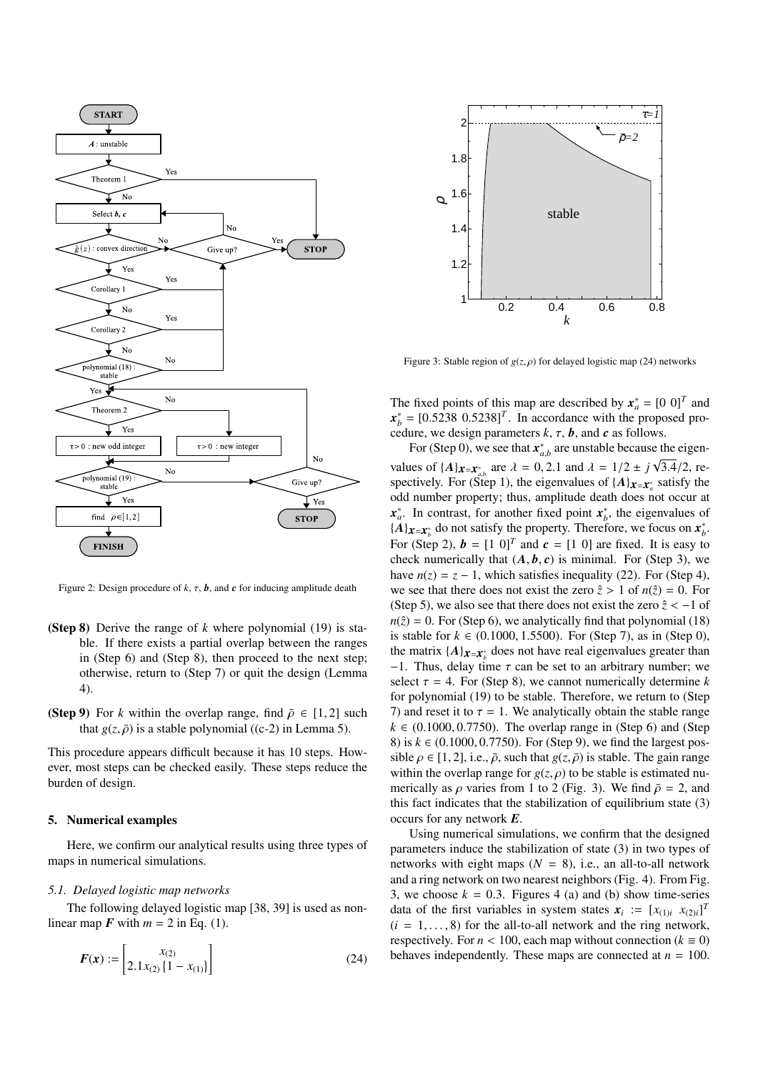Figure 2: Design procedure of $k$, $\tau$, $\boldsymbol{b}$, and $\boldsymbol{c}$ for inducing amplitude death

**(Step 8)** Derive the range of $k$ where polynomial (19) is stable. If there exists a partial overlap between the ranges in (Step 6) and (Step 8), then proceed to the next step; otherwise, return to (Step 7) or quit the design (Lemma 4).

**(Step 9)** For $k$ within the overlap range, find $\bar{\rho} \in [1, 2]$ such that $g(z, \bar{\rho})$ is a stable polynomial ((c-2) in Lemma 5).

This procedure appears difficult because it has 10 steps. However, most steps can be checked easily. These steps reduce the burden of design.

## 5. Numerical examples

Here, we confirm our analytical results using three types of maps in numerical simulations.

### 5.1. Delayed logistic map networks

The following delayed logistic map [38, 39] is used as nonlinear map $\boldsymbol{F}$ with $m = 2$ in Eq. (1).

$$\boldsymbol{F}(\boldsymbol{x}) := \begin{bmatrix} x_{(2)} \\ 2.1 x_{(2)} \{1 - x_{(1)}\} \end{bmatrix} \tag{24}$$

Figure 3: Stable region of $g(z, \rho)$ for delayed logistic map (24) networks

The fixed points of this map are described by $\boldsymbol{x}_a^* = [0\ 0]^T$ and $\boldsymbol{x}_b^* = [0.5238\ 0.5238]^T$. In accordance with the proposed procedure, we design parameters $k$, $\tau$, $\boldsymbol{b}$, and $\boldsymbol{c}$ as follows.

For (Step 0), we see that $\boldsymbol{x}_{a,b}^*$ are unstable because the eigenvalues of $\{\boldsymbol{A}\}_{\boldsymbol{x}=\boldsymbol{x}_{a,b}^*}$ are $\lambda = 0, 2.1$ and $\lambda = 1/2 \pm j\sqrt{3.4}/2$, respectively. For (Step 1), the eigenvalues of $\{\boldsymbol{A}\}_{\boldsymbol{x}=\boldsymbol{x}_a^*}$ satisfy the odd number property; thus, amplitude death does not occur at $\boldsymbol{x}_a^*$. In contrast, for another fixed point $\boldsymbol{x}_b^*$, the eigenvalues of $\{\boldsymbol{A}\}_{\boldsymbol{x}=\boldsymbol{x}_b^*}$ do not satisfy the property. Therefore, we focus on $\boldsymbol{x}_b^*$. For (Step 2), $\boldsymbol{b} = [1\ 0]^T$ and $\boldsymbol{c} = [1\ 0]$ are fixed. It is easy to check numerically that $(\boldsymbol{A}, \boldsymbol{b}, \boldsymbol{c})$ is minimal. For (Step 3), we have $n(z) = z - 1$, which satisfies inequality (22). For (Step 4), we see that there does not exist the zero $\hat{z} > 1$ of $n(\hat{z}) = 0$. For (Step 5), we also see that there does not exist the zero $\hat{z} < -1$ of $n(\hat{z}) = 0$. For (Step 6), we analytically find that polynomial (18) is stable for $k \in (0.1000, 1.5500)$. For (Step 7), as in (Step 0), the matrix $\{\boldsymbol{A}\}_{\boldsymbol{x}=\boldsymbol{x}_b^*}$ does not have real eigenvalues greater than $-1$. Thus, delay time $\tau$ can be set to an arbitrary number; we select $\tau = 4$. For (Step 8), we cannot numerically determine $k$ for polynomial (19) to be stable. Therefore, we return to (Step 7) and reset it to $\tau = 1$. We analytically obtain the stable range $k \in (0.1000, 0.7750)$. The overlap range in (Step 6) and (Step 8) is $k \in (0.1000, 0.7750)$. For (Step 9), we find the largest possible $\rho \in [1, 2]$, i.e., $\bar{\rho}$, such that $g(z, \bar{\rho})$ is stable. The gain range within the overlap range for $g(z, \rho)$ to be stable is estimated numerically as $\rho$ varies from 1 to 2 (Fig. 3). We find $\bar{\rho} = 2$, and this fact indicates that the stabilization of equilibrium state (3) occurs for any network $\boldsymbol{E}$.

Using numerical simulations, we confirm that the designed parameters induce the stabilization of state (3) in two types of networks with eight maps ($N = 8$), i.e., an all-to-all network and a ring network on two nearest neighbors (Fig. 4). From Fig. 3, we choose $k = 0.3$. Figures 4 (a) and (b) show time-series data of the first variables in system states $\boldsymbol{x}_i := [x_{(1)i}\ x_{(2)i}]^T$ ($i = 1, \ldots, 8$) for the all-to-all network and the ring network, respectively. For $n < 100$, each map without connection ($k \equiv 0$) behaves independently. These maps are connected at $n = 100$.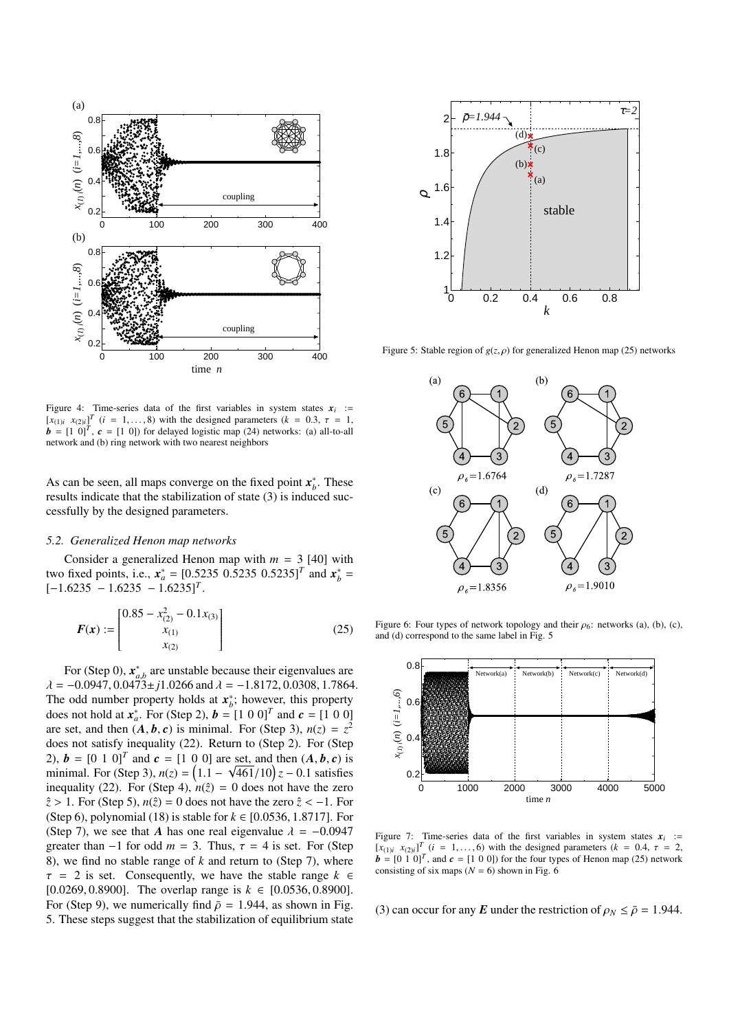Figure 4: Time-series data of the first variables in system states $\boldsymbol{x}_i := [x_{(1)i}\ \ x_{(2)i}]^T$ $(i = 1, \ldots, 8)$ with the designed parameters ($k = 0.3$, $\tau = 1$, $\boldsymbol{b} = [1\ 0]^T$, $\boldsymbol{c} = [1\ 0]$) for delayed logistic map (24) networks: (a) all-to-all network and (b) ring network with two nearest neighbors

As can be seen, all maps converge on the fixed point $\boldsymbol{x}_b^*$. These results indicate that the stabilization of state (3) is induced successfully by the designed parameters.

### 5.2. Generalized Henon map networks

Consider a generalized Henon map with $m = 3$ [40] with two fixed points, i.e., $\boldsymbol{x}_a^* = [0.5235\ 0.5235\ 0.5235]^T$ and $\boldsymbol{x}_b^* = [-1.6235\ -1.6235\ -1.6235]^T$.

$$\boldsymbol{F}(\boldsymbol{x}) := \begin{bmatrix} 0.85 - x_{(2)}^2 - 0.1x_{(3)} \\ x_{(1)} \\ x_{(2)} \end{bmatrix} \tag{25}$$

For (Step 0), $\boldsymbol{x}_{a,b}^*$ are unstable because their eigenvalues are $\lambda = -0.0947, 0.0473 \pm j1.0266$ and $\lambda = -1.8172, 0.0308, 1.7864$. The odd number property holds at $\boldsymbol{x}_b^*$; however, this property does not hold at $\boldsymbol{x}_a^*$. For (Step 2), $\boldsymbol{b} = [1\ 0\ 0]^T$ and $\boldsymbol{c} = [1\ 0\ 0]$ are set, and then $(\boldsymbol{A}, \boldsymbol{b}, \boldsymbol{c})$ is minimal. For (Step 3), $n(z) = z^2$ does not satisfy inequality (22). Return to (Step 2). For (Step 2), $\boldsymbol{b} = [0\ 1\ 0]^T$ and $\boldsymbol{c} = [1\ 0\ 0]$ are set, and then $(\boldsymbol{A}, \boldsymbol{b}, \boldsymbol{c})$ is minimal. For (Step 3), $n(z) = \left(1.1 - \sqrt{461}/10\right)z - 0.1$ satisfies inequality (22). For (Step 4), $n(\hat{z}) = 0$ does not have the zero $\hat{z} > 1$. For (Step 5), $n(\hat{z}) = 0$ does not have the zero $\hat{z} < -1$. For (Step 6), polynomial (18) is stable for $k \in [0.0536, 1.8717]$. For (Step 7), we see that $\boldsymbol{A}$ has one real eigenvalue $\lambda = -0.0947$ greater than $-1$ for odd $m = 3$. Thus, $\tau = 4$ is set. For (Step 8), we find no stable range of $k$ and return to (Step 7), where $\tau = 2$ is set. Consequently, we have the stable range $k \in [0.0269, 0.8900]$. The overlap range is $k \in [0.0536, 0.8900]$. For (Step 9), we numerically find $\bar{\rho} = 1.944$, as shown in Fig. 5. These steps suggest that the stabilization of equilibrium state (3) can occur for any $\boldsymbol{E}$ under the restriction of $\rho_N \leq \bar{\rho} = 1.944$.

Figure 5: Stable region of $g(z, \rho)$ for generalized Henon map (25) networks

Figure 6: Four types of network topology and their $\rho_6$: networks (a), (b), (c), and (d) correspond to the same label in Fig. 5

Figure 7: Time-series data of the first variables in system states $\boldsymbol{x}_i := [x_{(1)i}\ \ x_{(2)i}]^T$ $(i = 1, \ldots, 6)$ with the designed parameters ($k = 0.4$, $\tau = 2$, $\boldsymbol{b} = [0\ 1\ 0]^T$, and $\boldsymbol{c} = [1\ 0\ 0]$) for the four types of Henon map (25) network consisting of six maps ($N = 6$) shown in Fig. 6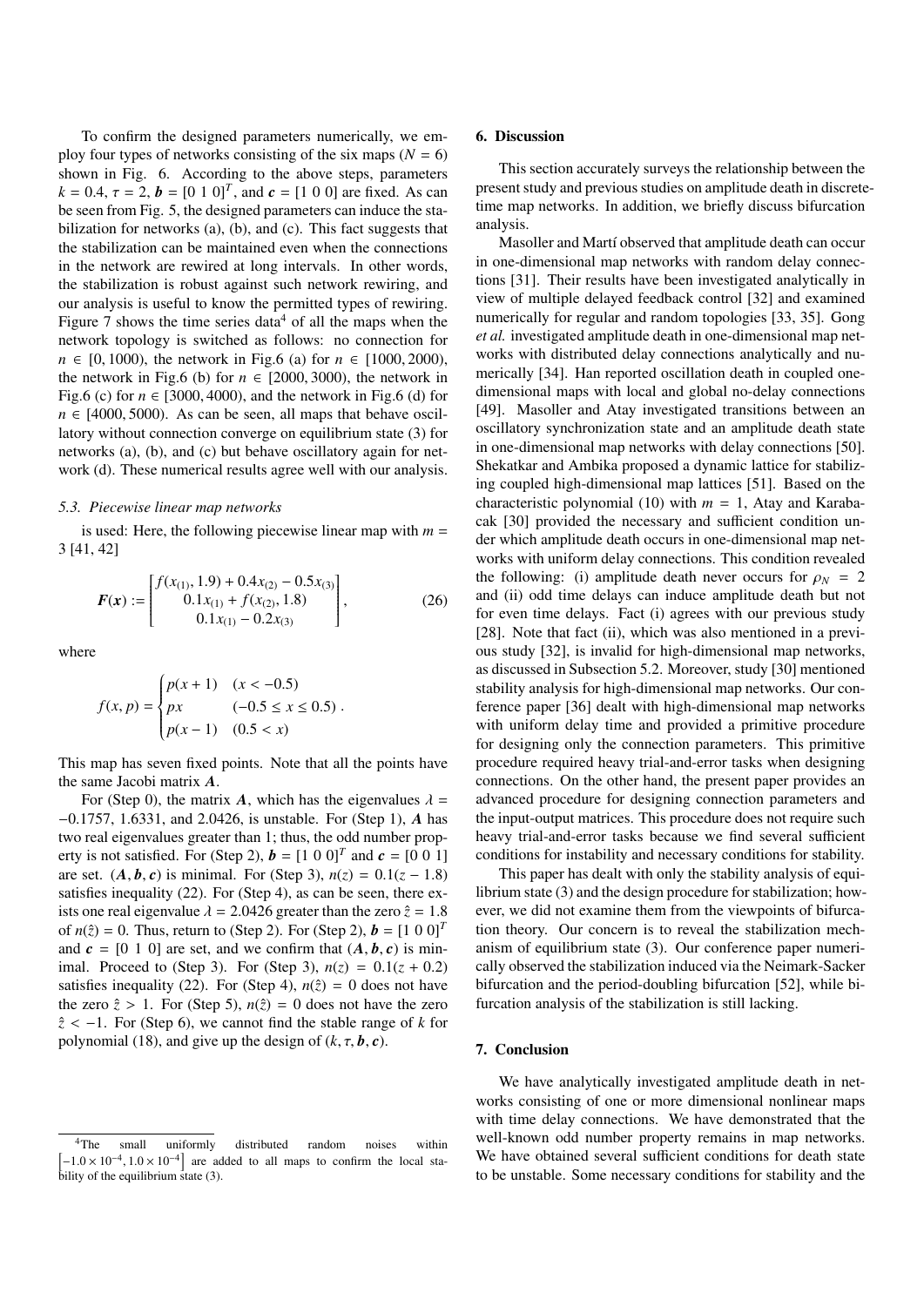To confirm the designed parameters numerically, we employ four types of networks consisting of the six maps ($N = 6$) shown in Fig. 6. According to the above steps, parameters $k = 0.4$, $\tau = 2$, $\boldsymbol{b} = [0\ 1\ 0]^T$, and $\boldsymbol{c} = [1\ 0\ 0]$ are fixed. As can be seen from Fig. 5, the designed parameters can induce the stabilization for networks (a), (b), and (c). This fact suggests that the stabilization can be maintained even when the connections in the network are rewired at long intervals. In other words, the stabilization is robust against such network rewiring, and our analysis is useful to know the permitted types of rewiring. Figure 7 shows the time series data[4] of all the maps when the network topology is switched as follows: no connection for $n \in [0, 1000)$, the network in Fig.6 (a) for $n \in [1000, 2000)$, the network in Fig.6 (b) for $n \in [2000, 3000)$, the network in Fig.6 (c) for $n \in [3000, 4000)$, and the network in Fig.6 (d) for $n \in [4000, 5000)$. As can be seen, all maps that behave oscillatory without connection converge on equilibrium state (3) for networks (a), (b), and (c) but behave oscillatory again for network (d). These numerical results agree well with our analysis.

### 5.3. Piecewise linear map networks

is used: Here, the following piecewise linear map with $m = 3$ [41, 42]

$$\boldsymbol{F}(\boldsymbol{x}) := \begin{bmatrix} f(x_{(1)}, 1.9) + 0.4x_{(2)} - 0.5x_{(3)} \\ 0.1x_{(1)} + f(x_{(2)}, 1.8) \\ 0.1x_{(1)} - 0.2x_{(3)} \end{bmatrix}, \tag{26}$$

where

$$f(x, p) = \begin{cases} p(x+1) & (x < -0.5) \\ px & (-0.5 \le x \le 0.5) \\ p(x-1) & (0.5 < x) \end{cases}.$$

This map has seven fixed points. Note that all the points have the same Jacobi matrix $\boldsymbol{A}$.

For (Step 0), the matrix $\boldsymbol{A}$, which has the eigenvalues $\lambda = -0.1757$, $1.6331$, and $2.0426$, is unstable. For (Step 1), $\boldsymbol{A}$ has two real eigenvalues greater than 1; thus, the odd number property is not satisfied. For (Step 2), $\boldsymbol{b} = [1\ 0\ 0]^T$ and $\boldsymbol{c} = [0\ 0\ 1]$ are set. $(\boldsymbol{A}, \boldsymbol{b}, \boldsymbol{c})$ is minimal. For (Step 3), $n(z) = 0.1(z - 1.8)$ satisfies inequality (22). For (Step 4), as can be seen, there exists one real eigenvalue $\lambda = 2.0426$ greater than the zero $\hat{z} = 1.8$ of $n(\hat{z}) = 0$. Thus, return to (Step 2). For (Step 2), $\boldsymbol{b} = [1\ 0\ 0]^T$ and $\boldsymbol{c} = [0\ 1\ 0]$ are set, and we confirm that $(\boldsymbol{A}, \boldsymbol{b}, \boldsymbol{c})$ is minimal. Proceed to (Step 3). For (Step 3), $n(z) = 0.1(z + 0.2)$ satisfies inequality (22). For (Step 4), $n(\hat{z}) = 0$ does not have the zero $\hat{z} > 1$. For (Step 5), $n(\hat{z}) = 0$ does not have the zero $\hat{z} < -1$. For (Step 6), we cannot find the stable range of $k$ for polynomial (18), and give up the design of $(k, \tau, \boldsymbol{b}, \boldsymbol{c})$.

[4] The small uniformly distributed random noises within $\left[-1.0 \times 10^{-4}, 1.0 \times 10^{-4}\right]$ are added to all maps to confirm the local stability of the equilibrium state (3).

## 6. Discussion

This section accurately surveys the relationship between the present study and previous studies on amplitude death in discrete-time map networks. In addition, we briefly discuss bifurcation analysis.

Masoller and Martí observed that amplitude death can occur in one-dimensional map networks with random delay connections [31]. Their results have been investigated analytically in view of multiple delayed feedback control [32] and examined numerically for regular and random topologies [33, 35]. Gong *et al.* investigated amplitude death in one-dimensional map networks with distributed delay connections analytically and numerically [34]. Han reported oscillation death in coupled one-dimensional maps with local and global no-delay connections [49]. Masoller and Atay investigated transitions between an oscillatory synchronization state and an amplitude death state in one-dimensional map networks with delay connections [50]. Shekatkar and Ambika proposed a dynamic lattice for stabilizing coupled high-dimensional map lattices [51]. Based on the characteristic polynomial (10) with $m = 1$, Atay and Karabacak [30] provided the necessary and sufficient condition under which amplitude death occurs in one-dimensional map networks with uniform delay connections. This condition revealed the following: (i) amplitude death never occurs for $\rho_N = 2$ and (ii) odd time delays can induce amplitude death but not for even time delays. Fact (i) agrees with our previous study [28]. Note that fact (ii), which was also mentioned in a previous study [32], is invalid for high-dimensional map networks, as discussed in Subsection 5.2. Moreover, study [30] mentioned stability analysis for high-dimensional map networks. Our conference paper [36] dealt with high-dimensional map networks with uniform delay time and provided a primitive procedure for designing only the connection parameters. This primitive procedure required heavy trial-and-error tasks when designing connections. On the other hand, the present paper provides an advanced procedure for designing connection parameters and the input-output matrices. This procedure does not require such heavy trial-and-error tasks because we find several sufficient conditions for instability and necessary conditions for stability.

This paper has dealt with only the stability analysis of equilibrium state (3) and the design procedure for stabilization; however, we did not examine them from the viewpoints of bifurcation theory. Our concern is to reveal the stabilization mechanism of equilibrium state (3). Our conference paper numerically observed the stabilization induced via the Neimark-Sacker bifurcation and the period-doubling bifurcation [52], while bifurcation analysis of the stabilization is still lacking.

## 7. Conclusion

We have analytically investigated amplitude death in networks consisting of one or more dimensional nonlinear maps with time delay connections. We have demonstrated that the well-known odd number property remains in map networks. We have obtained several sufficient conditions for death state to be unstable. Some necessary conditions for stability and the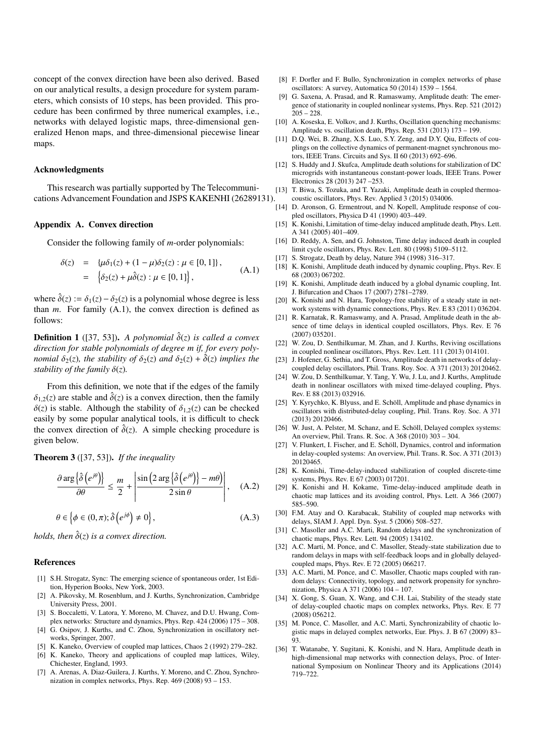concept of the convex direction have been also derived. Based on our analytical results, a design procedure for system parameters, which consists of 10 steps, has been provided. This procedure has been confirmed by three numerical examples, i.e., networks with delayed logistic maps, three-dimensional generalized Henon maps, and three-dimensional piecewise linear maps.

### Acknowledgments

This research was partially supported by The Telecommunications Advancement Foundation and JSPS KAKENHI (26289131).

## Appendix A. Convex direction

Consider the following family of $m$-order polynomials:

$$\begin{aligned}\delta(z) &= \{\mu\delta_1(z) + (1-\mu)\delta_2(z) : \mu \in [0,1]\}, \\ &= \left\{\delta_2(z) + \mu\hat{\delta}(z) : \mu \in [0,1]\right\},\end{aligned} \tag{A.1}$$

where $\hat{\delta}(z) := \delta_1(z) - \delta_2(z)$ is a polynomial whose degree is less than $m$. For family (A.1), the convex direction is defined as follows:

**Definition 1** ([37, 53]). *A polynomial $\hat{\delta}(z)$ is called a convex direction for stable polynomials of degree m if, for every polynomial $\delta_2(z)$, the stability of $\delta_2(z)$ and $\delta_2(z) + \hat{\delta}(z)$ implies the stability of the family $\delta(z)$.*

From this definition, we note that if the edges of the family $\delta_{1,2}(z)$ are stable and $\hat{\delta}(z)$ is a convex direction, then the family $\delta(z)$ is stable. Although the stability of $\delta_{1,2}(z)$ can be checked easily by some popular analytical tools, it is difficult to check the convex direction of $\hat{\delta}(z)$. A simple checking procedure is given below.

**Theorem 3** ([37, 53]). *If the inequality*

$$\frac{\partial \arg\left\{\hat{\delta}\left(e^{j\theta}\right)\right\}}{\partial\theta} \leq \frac{m}{2} + \left|\frac{\sin\left(2\arg\left\{\hat{\delta}\left(e^{j\theta}\right)\right\} - m\theta\right)}{2\sin\theta}\right|, \tag{A.2}$$

$$\theta \in \left\{\phi \in (0,\pi); \hat{\delta}\left(e^{j\phi}\right) \neq 0\right\}, \tag{A.3}$$

*holds, then $\hat{\delta}(z)$ is a convex direction.*

## References

[1] S.H. Strogatz, Sync: The emerging science of spontaneous order, 1st Edition, Hyperion Books, New York, 2003.

[2] A. Pikovsky, M. Rosenblum, and J. Kurths, Synchronization, Cambridge University Press, 2001.

[3] S. Boccaletti, V. Latora, Y. Moreno, M. Chavez, and D.U. Hwang, Complex networks: Structure and dynamics, Phys. Rep. 424 (2006) 175 – 308.

[4] G. Osipov, J. Kurths, and C. Zhou, Synchronization in oscillatory networks, Springer, 2007.

[5] K. Kaneko, Overview of coupled map lattices, Chaos 2 (1992) 279–282.

[6] K. Kaneko, Theory and applications of coupled map lattices, Wiley, Chichester, England, 1993.

[7] A. Arenas, A. Diaz-Guilera, J. Kurths, Y. Moreno, and C. Zhou, Synchronization in complex networks, Phys. Rep. 469 (2008) 93 – 153.

[8] F. Dorfler and F. Bullo, Synchronization in complex networks of phase oscillators: A survey, Automatica 50 (2014) 1539 – 1564.

[9] G. Saxena, A. Prasad, and R. Ramaswamy, Amplitude death: The emergence of stationarity in coupled nonlinear systems, Phys. Rep. 521 (2012) 205 – 228.

[10] A. Koseska, E. Volkov, and J. Kurths, Oscillation quenching mechanisms: Amplitude vs. oscillation death, Phys. Rep. 531 (2013) 173 – 199.

[11] D.Q. Wei, B. Zhang, X.S. Luo, S.Y. Zeng, and D.Y. Qiu, Effects of couplings on the collective dynamics of permanent-magnet synchronous motors, IEEE Trans. Circuits and Sys. II 60 (2013) 692–696.

[12] S. Huddy and J. Skufca, Amplitude death solutions for stabilization of DC microgrids with instantaneous constant-power loads, IEEE Trans. Power Electronics 28 (2013) 247 –253.

[13] T. Biwa, S. Tozuka, and T. Yazaki, Amplitude death in coupled thermoacoustic oscillators, Phys. Rev. Applied 3 (2015) 034006.

[14] D. Aronson, G. Ermentrout, and N. Kopell, Amplitude response of coupled oscillators, Physica D 41 (1990) 403–449.

[15] K. Konishi, Limitation of time-delay induced amplitude death, Phys. Lett. A 341 (2005) 401–409.

[16] D. Reddy, A. Sen, and G. Johnston, Time delay induced death in coupled limit cycle oscillators, Phys. Rev. Lett. 80 (1998) 5109–5112.

[17] S. Strogatz, Death by delay, Nature 394 (1998) 316–317.

[18] K. Konishi, Amplitude death induced by dynamic coupling, Phys. Rev. E 68 (2003) 067202.

[19] K. Konishi, Amplitude death induced by a global dynamic coupling, Int. J. Bifurcation and Chaos 17 (2007) 2781–2789.

[20] K. Konishi and N. Hara, Topology-free stability of a steady state in network systems with dynamic connections, Phys. Rev. E 83 (2011) 036204.

[21] R. Karnatak, R. Ramaswamy, and A. Prasad, Amplitude death in the absence of time delays in identical coupled oscillators, Phys. Rev. E 76 (2007) 035201.

[22] W. Zou, D. Senthilkumar, M. Zhan, and J. Kurths, Reviving oscillations in coupled nonlinear oscillators, Phys. Rev. Lett. 111 (2013) 014101.

[23] J. Hofener, G. Sethia, and T. Gross, Amplitude death in networks of delay-coupled delay oscillators, Phil. Trans. Roy. Soc. A 371 (2013) 20120462.

[24] W. Zou, D. Senthilkumar, Y. Tang, Y. Wu, J. Lu, and J. Kurths, Amplitude death in nonlinear oscillators with mixed time-delayed coupling, Phys. Rev. E 88 (2013) 032916.

[25] Y. Kyrychko, K. Blyuss, and E. Schöll, Amplitude and phase dynamics in oscillators with distributed-delay coupling, Phil. Trans. Roy. Soc. A 371 (2013) 20120466.

[26] W. Just, A. Pelster, M. Schanz, and E. Schöll, Delayed complex systems: An overview, Phil. Trans. R. Soc. A 368 (2010) 303 – 304.

[27] V. Flunkert, I. Fischer, and E. Schöll, Dynamics, control and information in delay-coupled systems: An overview, Phil. Trans. R. Soc. A 371 (2013) 20120465.

[28] K. Konishi, Time-delay-induced stabilization of coupled discrete-time systems, Phys. Rev. E 67 (2003) 017201.

[29] K. Konishi and H. Kokame, Time-delay-induced amplitude death in chaotic map lattices and its avoiding control, Phys. Lett. A 366 (2007) 585–590.

[30] F.M. Atay and O. Karabacak, Stability of coupled map networks with delays, SIAM J. Appl. Dyn. Syst. 5 (2006) 508–527.

[31] C. Masoller and A.C. Marti, Random delays and the synchronization of chaotic maps, Phys. Rev. Lett. 94 (2005) 134102.

[32] A.C. Marti, M. Ponce, and C. Masoller, Steady-state stabilization due to random delays in maps with self-feedback loops and in globally delayed-coupled maps, Phys. Rev. E 72 (2005) 066217.

[33] A.C. Marti, M. Ponce, and C. Masoller, Chaotic maps coupled with random delays: Connectivity, topology, and network propensity for synchronization, Physica A 371 (2006) 104 – 107.

[34] X. Gong, S. Guan, X. Wang, and C.H. Lai, Stability of the steady state of delay-coupled chaotic maps on complex networks, Phys. Rev. E 77 (2008) 056212.

[35] M. Ponce, C. Masoller, and A.C. Marti, Synchronizability of chaotic logistic maps in delayed complex networks, Eur. Phys. J. B 67 (2009) 83–93.

[36] T. Watanabe, Y. Sugitani, K. Konishi, and N. Hara, Amplitude death in high-dimensional map networks with connection delays, Proc. of International Symposium on Nonlinear Theory and its Applications (2014) 719–722.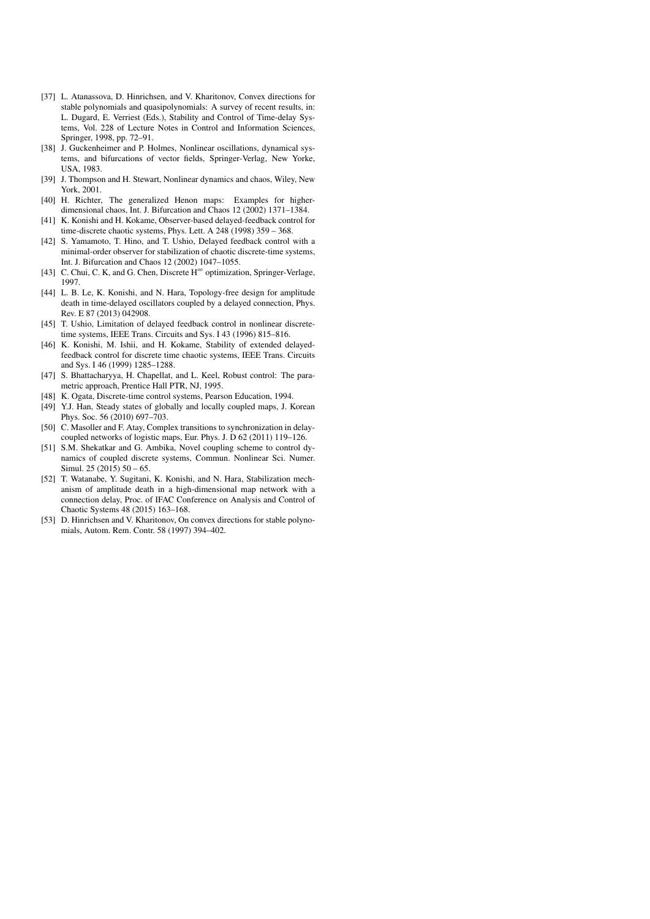[37] L. Atanassova, D. Hinrichsen, and V. Kharitonov, Convex directions for stable polynomials and quasipolynomials: A survey of recent results, in: L. Dugard, E. Verriest (Eds.), Stability and Control of Time-delay Systems, Vol. 228 of Lecture Notes in Control and Information Sciences, Springer, 1998, pp. 72–91.

[38] J. Guckenheimer and P. Holmes, Nonlinear oscillations, dynamical systems, and bifurcations of vector fields, Springer-Verlag, New Yorke, USA, 1983.

[39] J. Thompson and H. Stewart, Nonlinear dynamics and chaos, Wiley, New York, 2001.

[40] H. Richter, The generalized Henon maps: Examples for higher-dimensional chaos, Int. J. Bifurcation and Chaos 12 (2002) 1371–1384.

[41] K. Konishi and H. Kokame, Observer-based delayed-feedback control for time-discrete chaotic systems, Phys. Lett. A 248 (1998) 359 – 368.

[42] S. Yamamoto, T. Hino, and T. Ushio, Delayed feedback control with a minimal-order observer for stabilization of chaotic discrete-time systems, Int. J. Bifurcation and Chaos 12 (2002) 1047–1055.

[43] C. Chui, C. K, and G. Chen, Discrete $H^{\infty}$ optimization, Springer-Verlage, 1997.

[44] L. B. Le, K. Konishi, and N. Hara, Topology-free design for amplitude death in time-delayed oscillators coupled by a delayed connection, Phys. Rev. E 87 (2013) 042908.

[45] T. Ushio, Limitation of delayed feedback control in nonlinear discrete-time systems, IEEE Trans. Circuits and Sys. I 43 (1996) 815–816.

[46] K. Konishi, M. Ishii, and H. Kokame, Stability of extended delayed-feedback control for discrete time chaotic systems, IEEE Trans. Circuits and Sys. I 46 (1999) 1285–1288.

[47] S. Bhattacharyya, H. Chapellat, and L. Keel, Robust control: The parametric approach, Prentice Hall PTR, NJ, 1995.

[48] K. Ogata, Discrete-time control systems, Pearson Education, 1994.

[49] Y.J. Han, Steady states of globally and locally coupled maps, J. Korean Phys. Soc. 56 (2010) 697–703.

[50] C. Masoller and F. Atay, Complex transitions to synchronization in delay-coupled networks of logistic maps, Eur. Phys. J. D 62 (2011) 119–126.

[51] S.M. Shekatkar and G. Ambika, Novel coupling scheme to control dynamics of coupled discrete systems, Commun. Nonlinear Sci. Numer. Simul. 25 (2015) 50 – 65.

[52] T. Watanabe, Y. Sugitani, K. Konishi, and N. Hara, Stabilization mechanism of amplitude death in a high-dimensional map network with a connection delay, Proc. of IFAC Conference on Analysis and Control of Chaotic Systems 48 (2015) 163–168.

[53] D. Hinrichsen and V. Kharitonov, On convex directions for stable polynomials, Autom. Rem. Contr. 58 (1997) 394–402.